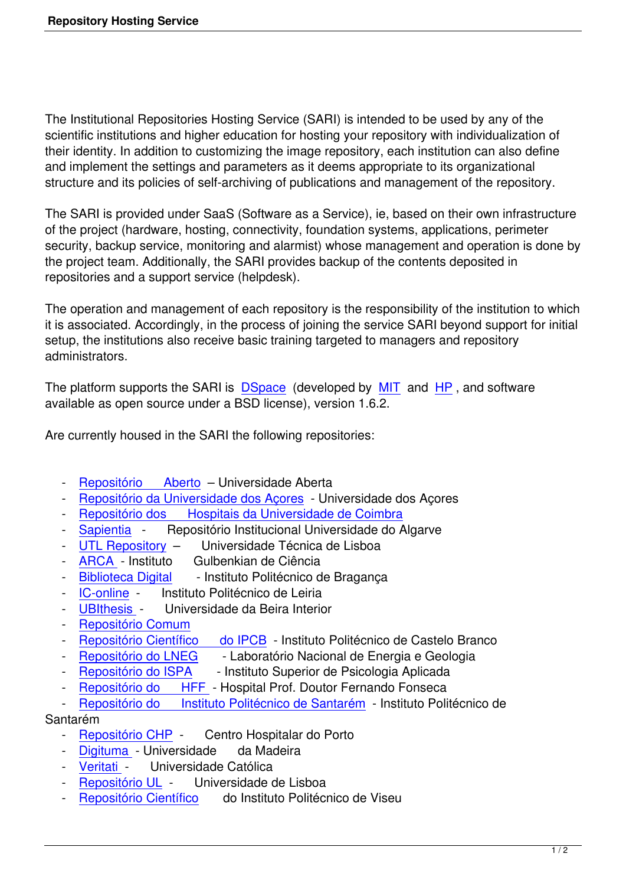The Institutional Repositories Hosting Service (SARI) is intended to be used by any of the scientific institutions and higher education for hosting your repository with individualization of their identity. In addition to customizing the image repository, each institution can also define and implement the settings and parameters as it deems appropriate to its organizational structure and its policies of self-archiving of publications and management of the repository.

The SARI is provided under SaaS (Software as a Service), ie, based on their own infrastructure of the project (hardware, hosting, connectivity, foundation systems, applications, perimeter security, backup service, monitoring and alarmist) whose management and operation is done by the project team. Additionally, the SARI provides backup of the contents deposited in repositories and a support service (helpdesk).

The operation and management of each repository is the responsibility of the institution to which it is associated. Accordingly, in the process of joining the service SARI beyond support for initial setup, the institutions also receive basic training targeted to managers and repository administrators.

The platform supports the SARI is DSpace (developed by MIT and HP, and software available as open source under a BSD license), version 1.6.2.

Are currently housed in the SARI the following repositories:

- Repositório Aberto – Universidade Aberta
- Repositório da Universidade dos Açores - Universidade dos Açores
- Repositório dos Hospitais da Universidade de Coimbra
- Sapientia - Repositório Institucional Universidade do Algarve
- UTL Repository – Universidade Técnica de Lisboa
- ARCA - Instituto Gulbenkian de Ciência
- Biblioteca Digital - Instituto Politécnico de Bragança
- IC-online - Instituto Politécnico de Leiria
- UBIthesis - Universidade da Beira Interior
- Repositório Comum
- Repositório Científico do IPCB - Instituto Politécnico de Castelo Branco
- Repositório do LNEG - Laboratório Nacional de Energia e Geologia
- Repositório do ISPA - Instituto Superior de Psicologia Aplicada
- Repositório do HFF - Hospital Prof. Doutor Fernando Fonseca
- Repositório do Instituto Politécnico de Santarém - Instituto Politécnico de Santarém
- Repositório CHP - Centro Hospitalar do Porto
- Digituma - Universidade da Madeira
- Veritati - Universidade Católica
- Repositório UL - Universidade de Lisboa
- Repositório Científico do Instituto Politécnico de Viseu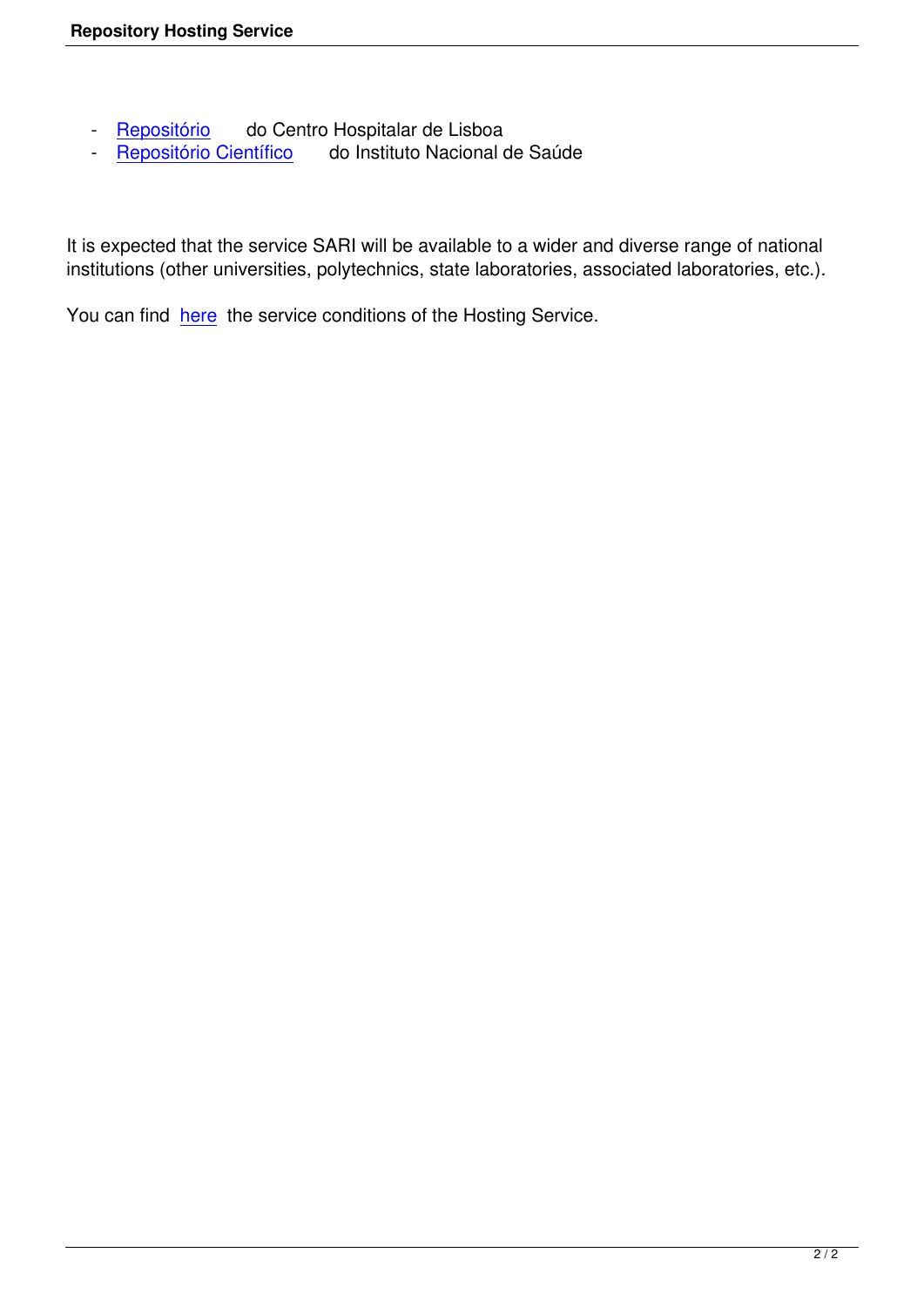- Repositório do Centro Hospitalar de Lisboa
- Repositório Científico do Instituto Nacional de Saúde

It is expected that the service SARI will be available to a wider and diverse range of national institutions (other universities, polytechnics, state laboratories, associated laboratories, etc.).

You can find here the service conditions of the Hosting Service.